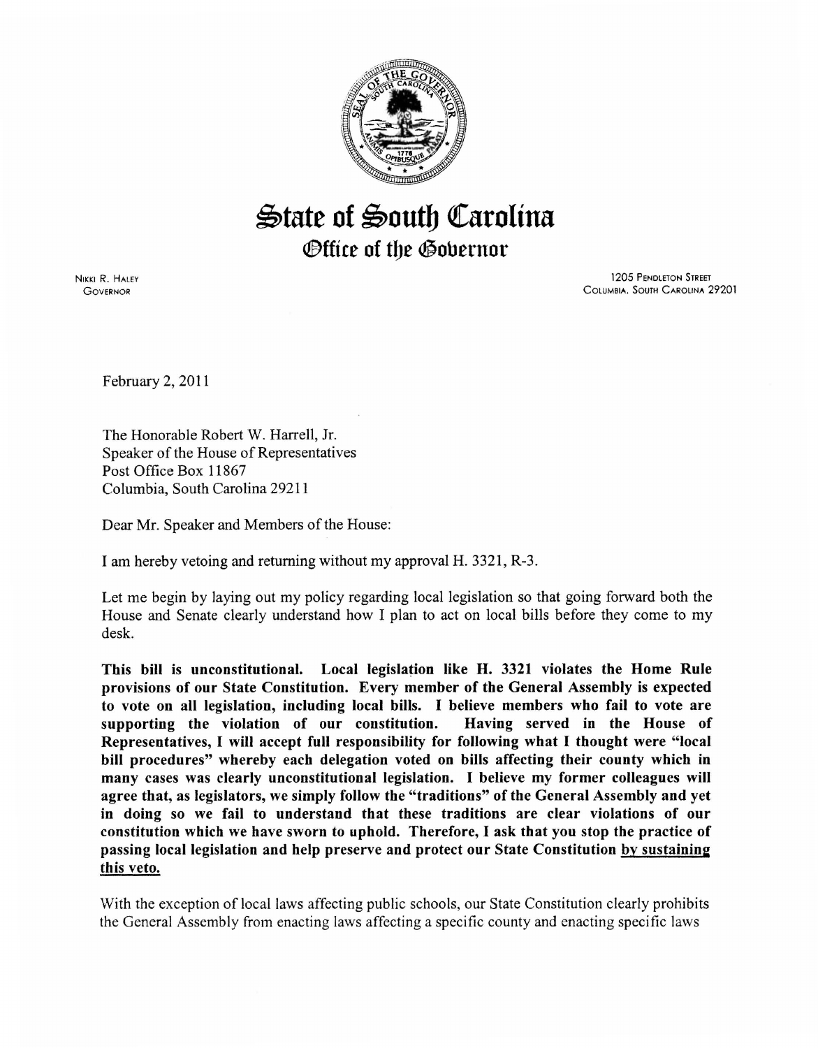# State of South Carolina

## Office of the Governor

NIKKI R. HALEY
GOVERNOR

1205 PENDLETON STREET
COLUMBIA, SOUTH CAROLINA 29201

February 2, 2011

The Honorable Robert W. Harrell, Jr.
Speaker of the House of Representatives
Post Office Box 11867
Columbia, South Carolina 29211

Dear Mr. Speaker and Members of the House:

I am hereby vetoing and returning without my approval H. 3321, R-3.

Let me begin by laying out my policy regarding local legislation so that going forward both the House and Senate clearly understand how I plan to act on local bills before they come to my desk.

**This bill is unconstitutional. Local legislation like H. 3321 violates the Home Rule provisions of our State Constitution. Every member of the General Assembly is expected to vote on all legislation, including local bills. I believe members who fail to vote are supporting the violation of our constitution. Having served in the House of Representatives, I will accept full responsibility for following what I thought were "local bill procedures" whereby each delegation voted on bills affecting their county which in many cases was clearly unconstitutional legislation. I believe my former colleagues will agree that, as legislators, we simply follow the "traditions" of the General Assembly and yet in doing so we fail to understand that these traditions are clear violations of our constitution which we have sworn to uphold. Therefore, I ask that you stop the practice of passing local legislation and help preserve and protect our State Constitution <u>by sustaining this veto.</u>**

With the exception of local laws affecting public schools, our State Constitution clearly prohibits the General Assembly from enacting laws affecting a specific county and enacting specific laws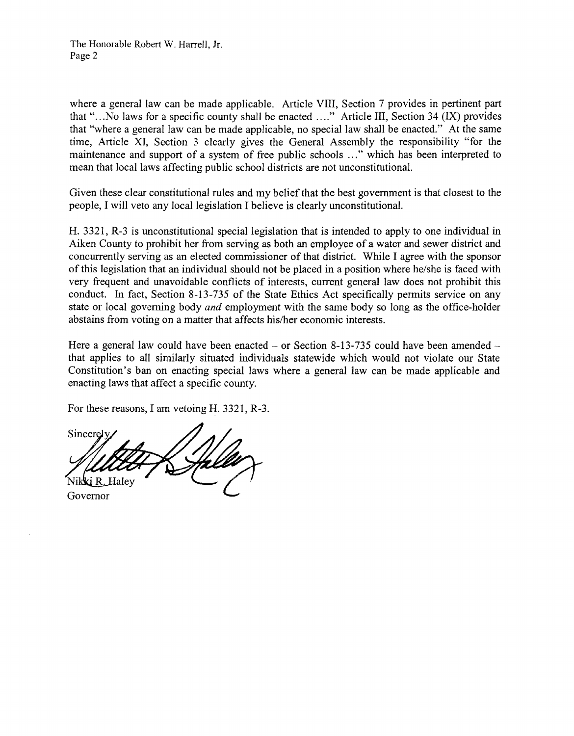where a general law can be made applicable. Article VIII, Section 7 provides in pertinent part that "...No laws for a specific county shall be enacted ...." Article III, Section 34 (IX) provides that "where a general law can be made applicable, no special law shall be enacted." At the same time, Article XI, Section 3 clearly gives the General Assembly the responsibility "for the maintenance and support of a system of free public schools ..." which has been interpreted to mean that local laws affecting public school districts are not unconstitutional.

Given these clear constitutional rules and my belief that the best government is that closest to the people, I will veto any local legislation I believe is clearly unconstitutional.

H. 3321, R-3 is unconstitutional special legislation that is intended to apply to one individual in Aiken County to prohibit her from serving as both an employee of a water and sewer district and concurrently serving as an elected commissioner of that district. While I agree with the sponsor of this legislation that an individual should not be placed in a position where he/she is faced with very frequent and unavoidable conflicts of interests, current general law does not prohibit this conduct. In fact, Section 8-13-735 of the State Ethics Act specifically permits service on any state or local governing body *and* employment with the same body so long as the office-holder abstains from voting on a matter that affects his/her economic interests.

Here a general law could have been enacted – or Section 8-13-735 could have been amended – that applies to all similarly situated individuals statewide which would not violate our State Constitution's ban on enacting special laws where a general law can be made applicable and enacting laws that affect a specific county.

For these reasons, I am vetoing H. 3321, R-3.

Sincerely,

Nikki R. Haley
Governor